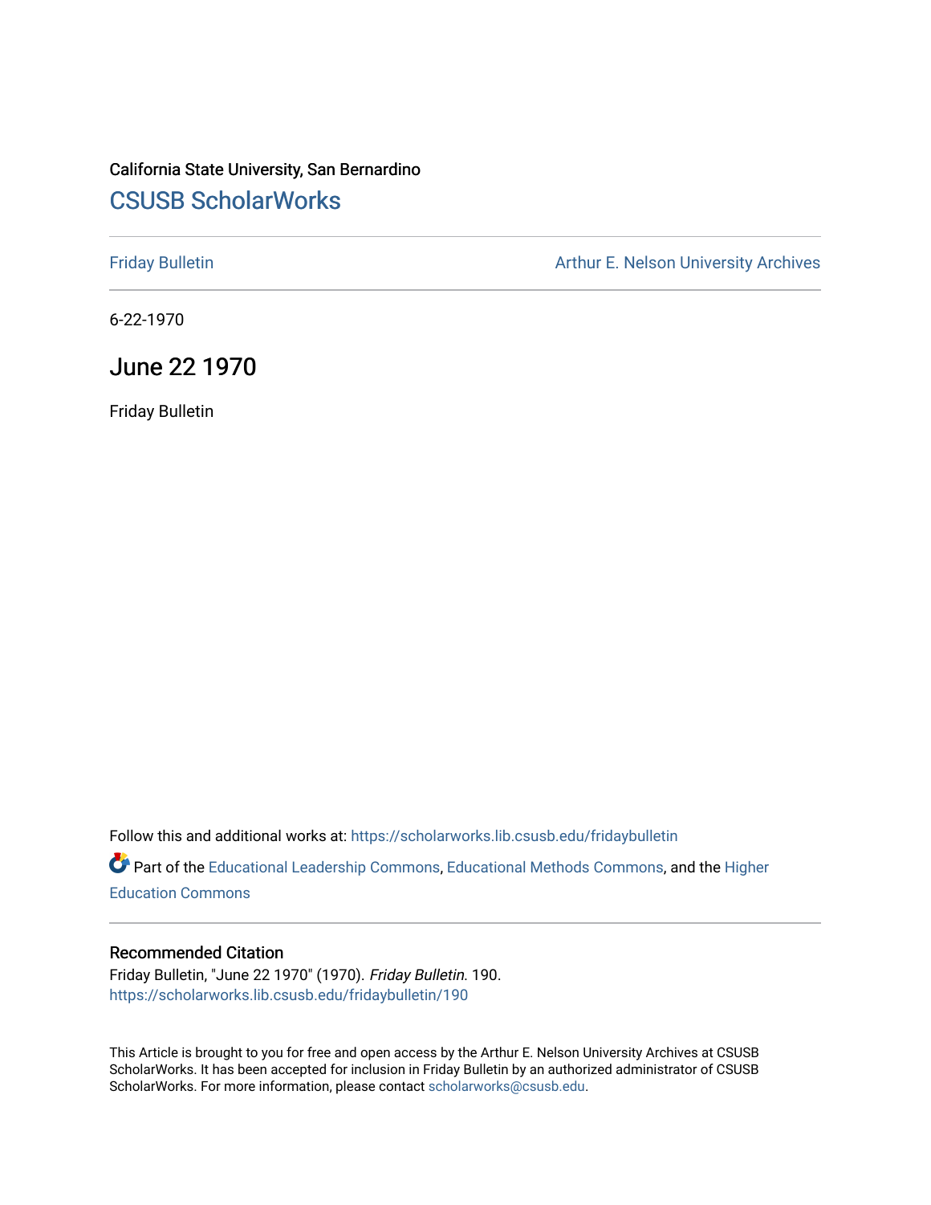California State University, San Bernardino

# CSUSB ScholarWorks

Friday Bulletin

Arthur E. Nelson University Archives

6-22-1970

## June 22 1970

Friday Bulletin

Follow this and additional works at: https://scholarworks.lib.csusb.edu/fridaybulletin

Part of the Educational Leadership Commons, Educational Methods Commons, and the Higher Education Commons

### Recommended Citation

Friday Bulletin, "June 22 1970" (1970). *Friday Bulletin*. 190.
https://scholarworks.lib.csusb.edu/fridaybulletin/190

This Article is brought to you for free and open access by the Arthur E. Nelson University Archives at CSUSB ScholarWorks. It has been accepted for inclusion in Friday Bulletin by an authorized administrator of CSUSB ScholarWorks. For more information, please contact scholarworks@csusb.edu.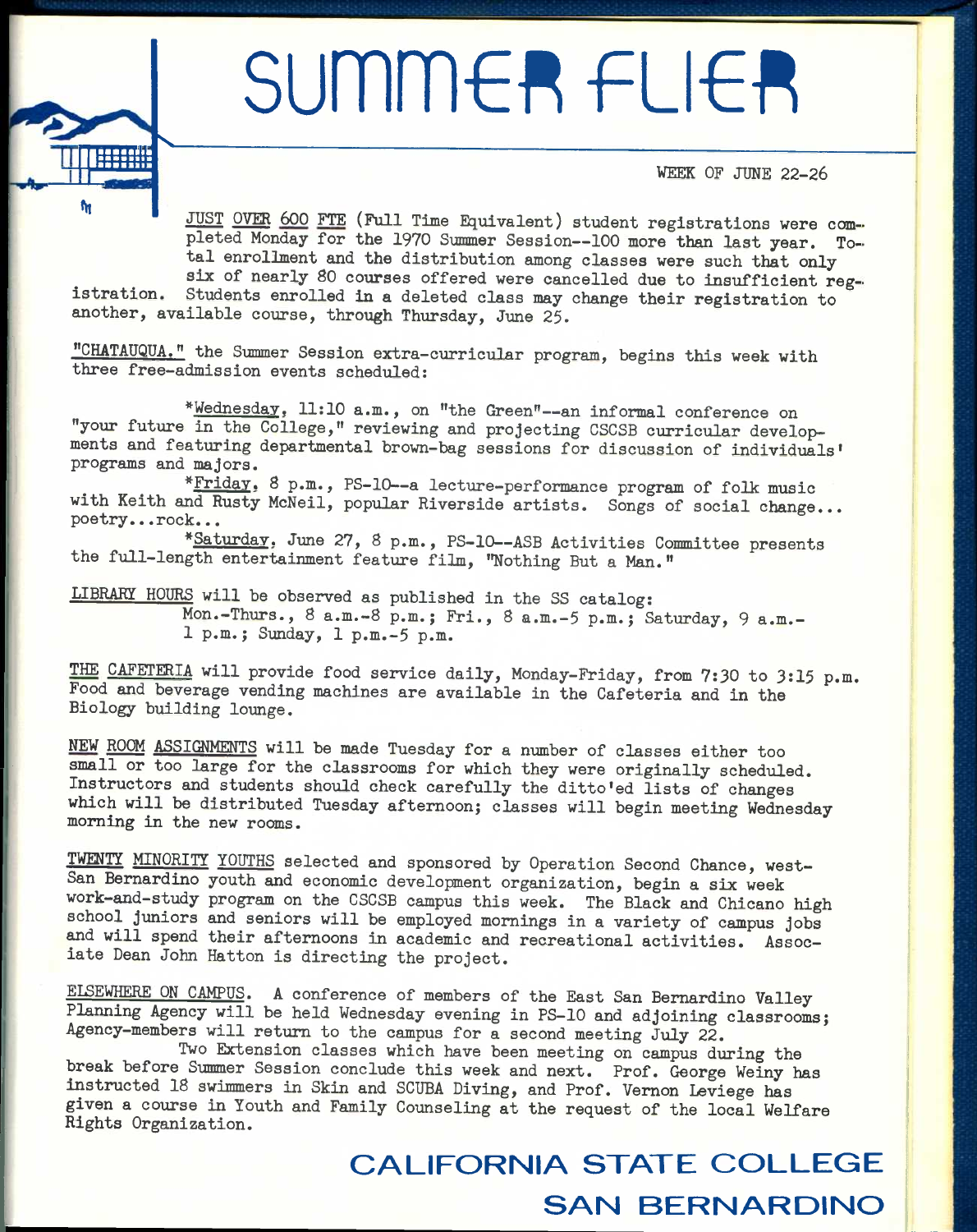# SUMMER FLIER

WEEK OF JUNE 22-26

JUST OVER 600 FTE (Full Time Equivalent) student registrations were completed Monday for the 1970 Summer Session--100 more than last year. Total enrollment and the distribution among classes were such that only six of nearly 80 courses offered were cancelled due to insufficient registration. Students enrolled in a deleted class may change their registration to another, available course, through Thursday, June 25.

"CHATAUQUA," the Summer Session extra-curricular program, begins this week with three free-admission events scheduled:

*Wednesday, 11:10 a.m., on "the Green"--an informal conference on "your future in the College," reviewing and projecting CSCSB curricular developments and featuring departmental brown-bag sessions for discussion of individuals' programs and majors.

*Friday, 8 p.m., PS-10--a lecture-performance program of folk music with Keith and Rusty McNeil, popular Riverside artists. Songs of social change... poetry...rock...

*Saturday, June 27, 8 p.m., PS-10--ASB Activities Committee presents the full-length entertainment feature film, "Nothing But a Man."

LIBRARY HOURS will be observed as published in the SS catalog:
Mon.-Thurs., 8 a.m.-8 p.m.; Fri., 8 a.m.-5 p.m.; Saturday, 9 a.m.-1 p.m.; Sunday, 1 p.m.-5 p.m.

THE CAFETERIA will provide food service daily, Monday-Friday, from 7:30 to 3:15 p.m. Food and beverage vending machines are available in the Cafeteria and in the Biology building lounge.

NEW ROOM ASSIGNMENTS will be made Tuesday for a number of classes either too small or too large for the classrooms for which they were originally scheduled. Instructors and students should check carefully the ditto'ed lists of changes which will be distributed Tuesday afternoon; classes will begin meeting Wednesday morning in the new rooms.

TWENTY MINORITY YOUTHS selected and sponsored by Operation Second Chance, west-San Bernardino youth and economic development organization, begin a six week work-and-study program on the CSCSB campus this week. The Black and Chicano high school juniors and seniors will be employed mornings in a variety of campus jobs and will spend their afternoons in academic and recreational activities. Associate Dean John Hatton is directing the project.

ELSEWHERE ON CAMPUS. A conference of members of the East San Bernardino Valley Planning Agency will be held Wednesday evening in PS-10 and adjoining classrooms; Agency-members will return to the campus for a second meeting July 22.

Two Extension classes which have been meeting on campus during the break before Summer Session conclude this week and next. Prof. George Weiny has instructed 18 swimmers in Skin and SCUBA Diving, and Prof. Vernon Leviege has given a course in Youth and Family Counseling at the request of the local Welfare Rights Organization.

CALIFORNIA STATE COLLEGE
SAN BERNARDINO